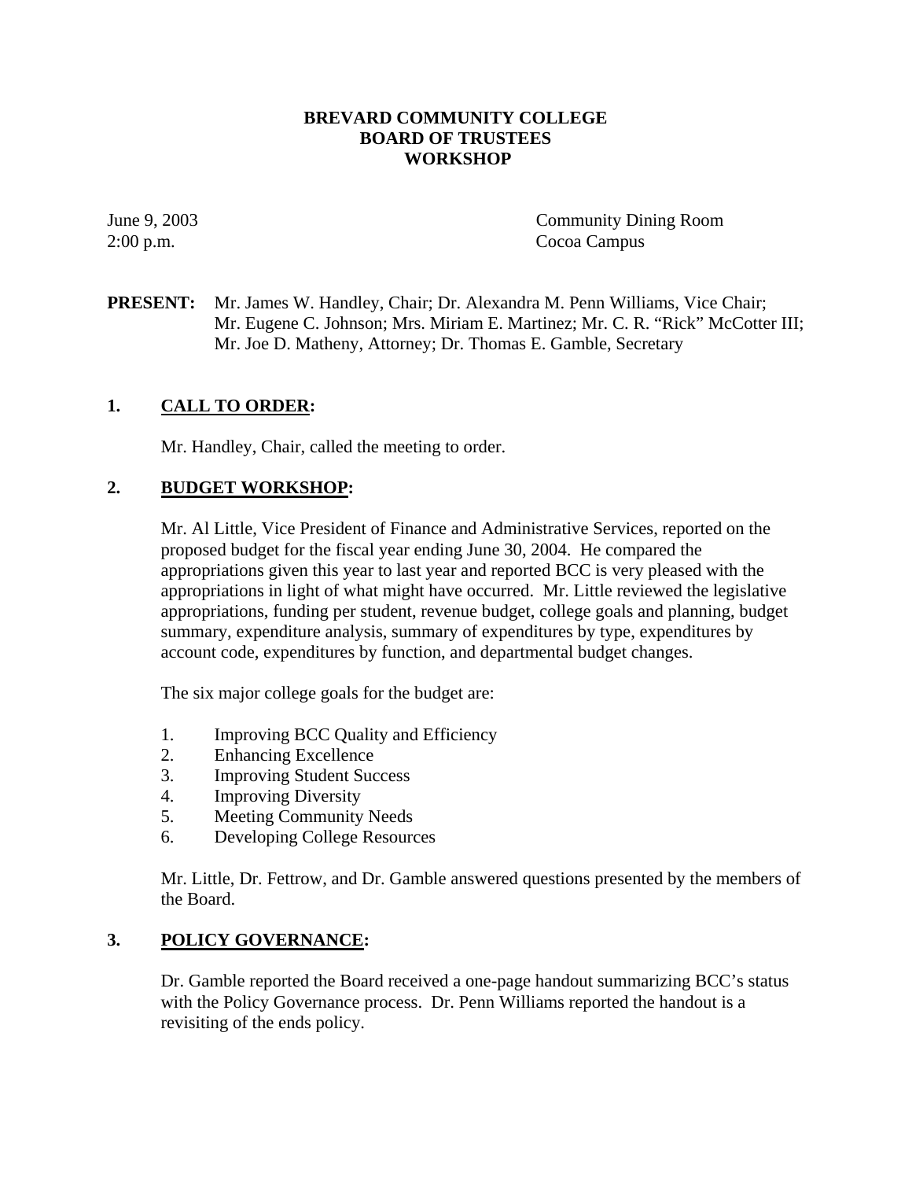# BREVARD COMMUNITY COLLEGE
# BOARD OF TRUSTEES
# WORKSHOP

June 9, 2003
2:00 p.m.

Community Dining Room
Cocoa Campus

**PRESENT:** Mr. James W. Handley, Chair; Dr. Alexandra M. Penn Williams, Vice Chair; Mr. Eugene C. Johnson; Mrs. Miriam E. Martinez; Mr. C. R. "Rick" McCotter III; Mr. Joe D. Matheny, Attorney; Dr. Thomas E. Gamble, Secretary

## 1. CALL TO ORDER:

Mr. Handley, Chair, called the meeting to order.

## 2. BUDGET WORKSHOP:

Mr. Al Little, Vice President of Finance and Administrative Services, reported on the proposed budget for the fiscal year ending June 30, 2004. He compared the appropriations given this year to last year and reported BCC is very pleased with the appropriations in light of what might have occurred. Mr. Little reviewed the legislative appropriations, funding per student, revenue budget, college goals and planning, budget summary, expenditure analysis, summary of expenditures by type, expenditures by account code, expenditures by function, and departmental budget changes.

The six major college goals for the budget are:

1. Improving BCC Quality and Efficiency
2. Enhancing Excellence
3. Improving Student Success
4. Improving Diversity
5. Meeting Community Needs
6. Developing College Resources

Mr. Little, Dr. Fettrow, and Dr. Gamble answered questions presented by the members of the Board.

## 3. POLICY GOVERNANCE:

Dr. Gamble reported the Board received a one-page handout summarizing BCC's status with the Policy Governance process. Dr. Penn Williams reported the handout is a revisiting of the ends policy.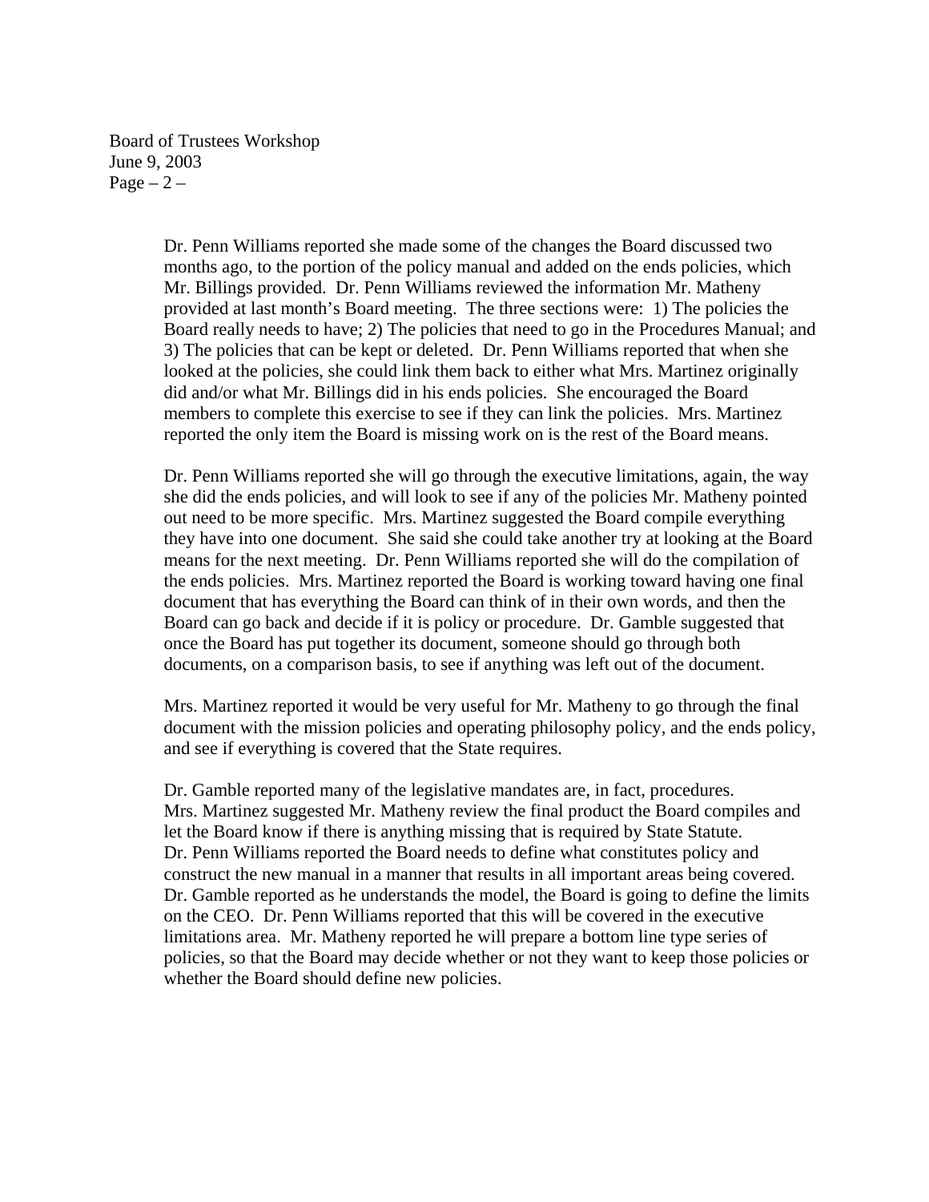Dr. Penn Williams reported she made some of the changes the Board discussed two months ago, to the portion of the policy manual and added on the ends policies, which Mr. Billings provided. Dr. Penn Williams reviewed the information Mr. Matheny provided at last month's Board meeting. The three sections were: 1) The policies the Board really needs to have; 2) The policies that need to go in the Procedures Manual; and 3) The policies that can be kept or deleted. Dr. Penn Williams reported that when she looked at the policies, she could link them back to either what Mrs. Martinez originally did and/or what Mr. Billings did in his ends policies. She encouraged the Board members to complete this exercise to see if they can link the policies. Mrs. Martinez reported the only item the Board is missing work on is the rest of the Board means.

Dr. Penn Williams reported she will go through the executive limitations, again, the way she did the ends policies, and will look to see if any of the policies Mr. Matheny pointed out need to be more specific. Mrs. Martinez suggested the Board compile everything they have into one document. She said she could take another try at looking at the Board means for the next meeting. Dr. Penn Williams reported she will do the compilation of the ends policies. Mrs. Martinez reported the Board is working toward having one final document that has everything the Board can think of in their own words, and then the Board can go back and decide if it is policy or procedure. Dr. Gamble suggested that once the Board has put together its document, someone should go through both documents, on a comparison basis, to see if anything was left out of the document.

Mrs. Martinez reported it would be very useful for Mr. Matheny to go through the final document with the mission policies and operating philosophy policy, and the ends policy, and see if everything is covered that the State requires.

Dr. Gamble reported many of the legislative mandates are, in fact, procedures. Mrs. Martinez suggested Mr. Matheny review the final product the Board compiles and let the Board know if there is anything missing that is required by State Statute. Dr. Penn Williams reported the Board needs to define what constitutes policy and construct the new manual in a manner that results in all important areas being covered. Dr. Gamble reported as he understands the model, the Board is going to define the limits on the CEO. Dr. Penn Williams reported that this will be covered in the executive limitations area. Mr. Matheny reported he will prepare a bottom line type series of policies, so that the Board may decide whether or not they want to keep those policies or whether the Board should define new policies.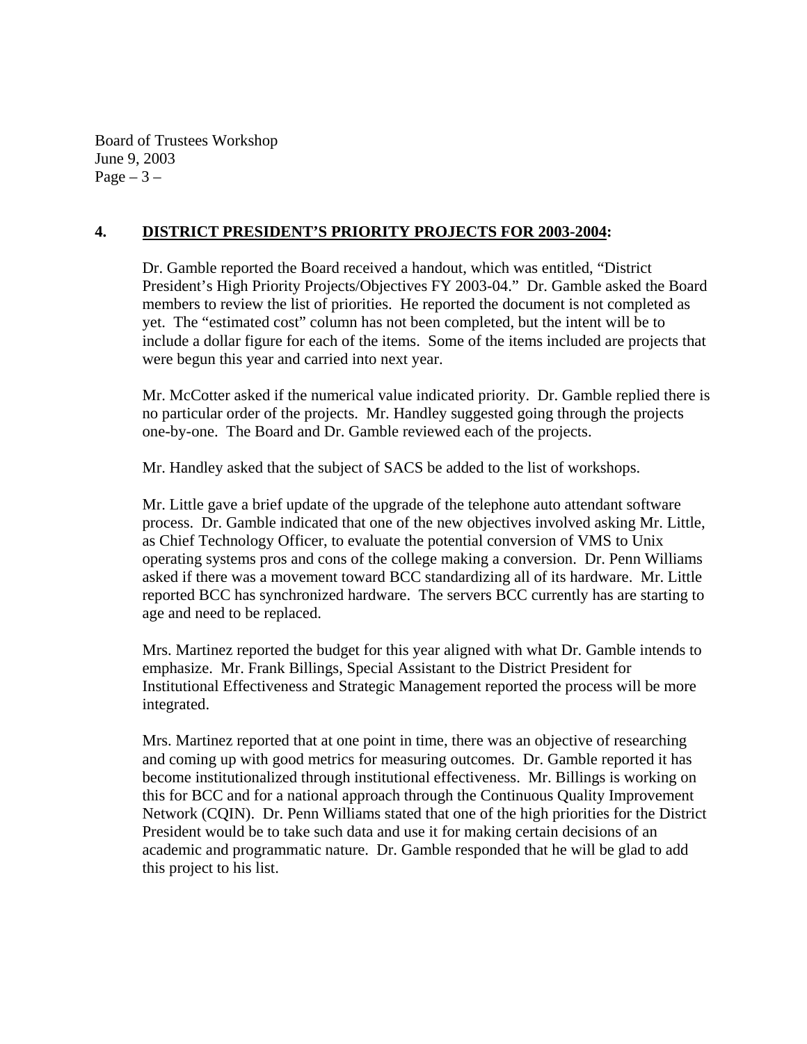## 4. **DISTRICT PRESIDENT'S PRIORITY PROJECTS FOR 2003-2004:**

Dr. Gamble reported the Board received a handout, which was entitled, "District President's High Priority Projects/Objectives FY 2003-04." Dr. Gamble asked the Board members to review the list of priorities. He reported the document is not completed as yet. The "estimated cost" column has not been completed, but the intent will be to include a dollar figure for each of the items. Some of the items included are projects that were begun this year and carried into next year.

Mr. McCotter asked if the numerical value indicated priority. Dr. Gamble replied there is no particular order of the projects. Mr. Handley suggested going through the projects one-by-one. The Board and Dr. Gamble reviewed each of the projects.

Mr. Handley asked that the subject of SACS be added to the list of workshops.

Mr. Little gave a brief update of the upgrade of the telephone auto attendant software process. Dr. Gamble indicated that one of the new objectives involved asking Mr. Little, as Chief Technology Officer, to evaluate the potential conversion of VMS to Unix operating systems pros and cons of the college making a conversion. Dr. Penn Williams asked if there was a movement toward BCC standardizing all of its hardware. Mr. Little reported BCC has synchronized hardware. The servers BCC currently has are starting to age and need to be replaced.

Mrs. Martinez reported the budget for this year aligned with what Dr. Gamble intends to emphasize. Mr. Frank Billings, Special Assistant to the District President for Institutional Effectiveness and Strategic Management reported the process will be more integrated.

Mrs. Martinez reported that at one point in time, there was an objective of researching and coming up with good metrics for measuring outcomes. Dr. Gamble reported it has become institutionalized through institutional effectiveness. Mr. Billings is working on this for BCC and for a national approach through the Continuous Quality Improvement Network (CQIN). Dr. Penn Williams stated that one of the high priorities for the District President would be to take such data and use it for making certain decisions of an academic and programmatic nature. Dr. Gamble responded that he will be glad to add this project to his list.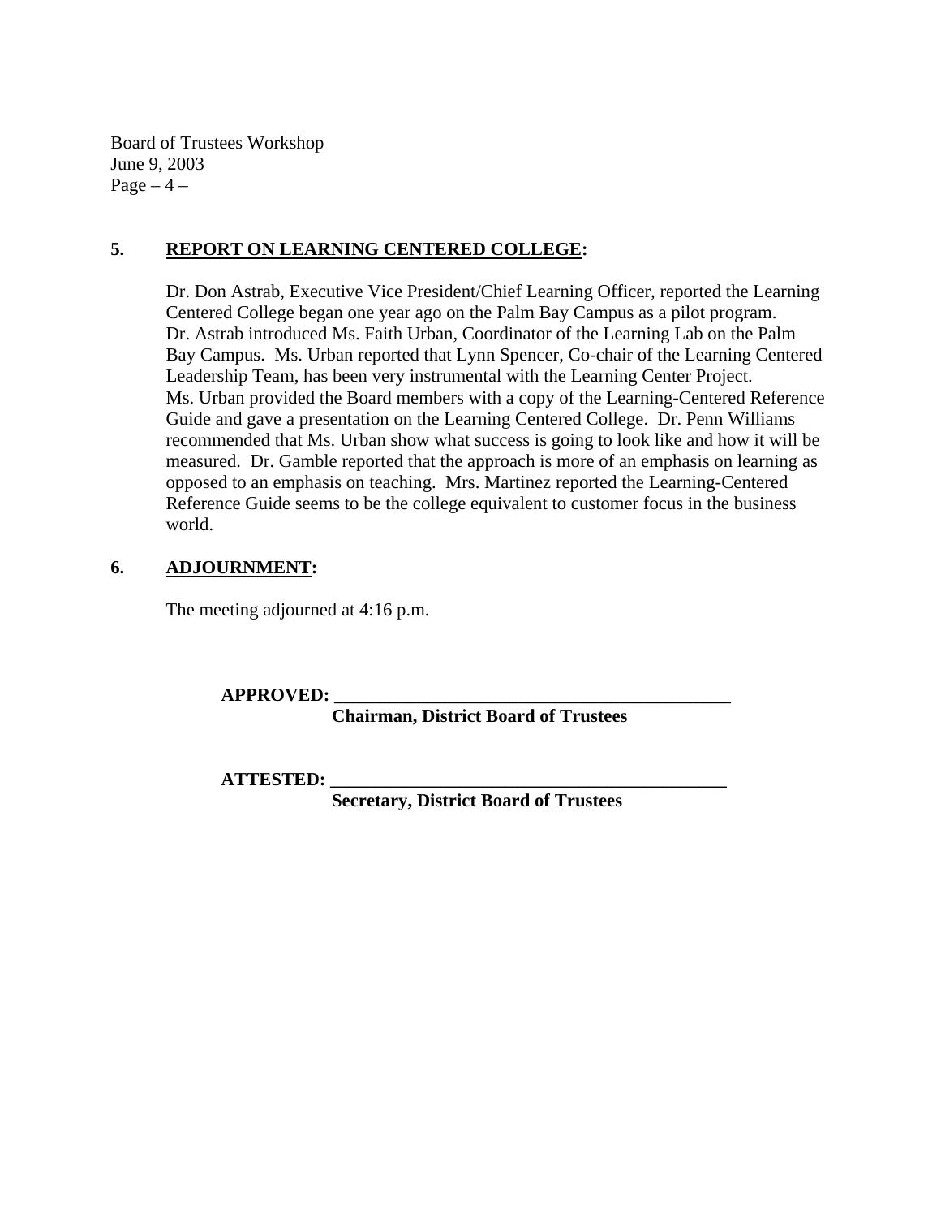## 5. **<u>REPORT ON LEARNING CENTERED COLLEGE</u>:**

Dr. Don Astrab, Executive Vice President/Chief Learning Officer, reported the Learning Centered College began one year ago on the Palm Bay Campus as a pilot program. Dr. Astrab introduced Ms. Faith Urban, Coordinator of the Learning Lab on the Palm Bay Campus. Ms. Urban reported that Lynn Spencer, Co-chair of the Learning Centered Leadership Team, has been very instrumental with the Learning Center Project. Ms. Urban provided the Board members with a copy of the Learning-Centered Reference Guide and gave a presentation on the Learning Centered College. Dr. Penn Williams recommended that Ms. Urban show what success is going to look like and how it will be measured. Dr. Gamble reported that the approach is more of an emphasis on learning as opposed to an emphasis on teaching. Mrs. Martinez reported the Learning-Centered Reference Guide seems to be the college equivalent to customer focus in the business world.

## 6. **<u>ADJOURNMENT</u>:**

The meeting adjourned at 4:16 p.m.

**APPROVED: ___________________________________________**
**Chairman, District Board of Trustees**

**ATTESTED: ___________________________________________**
**Secretary, District Board of Trustees**